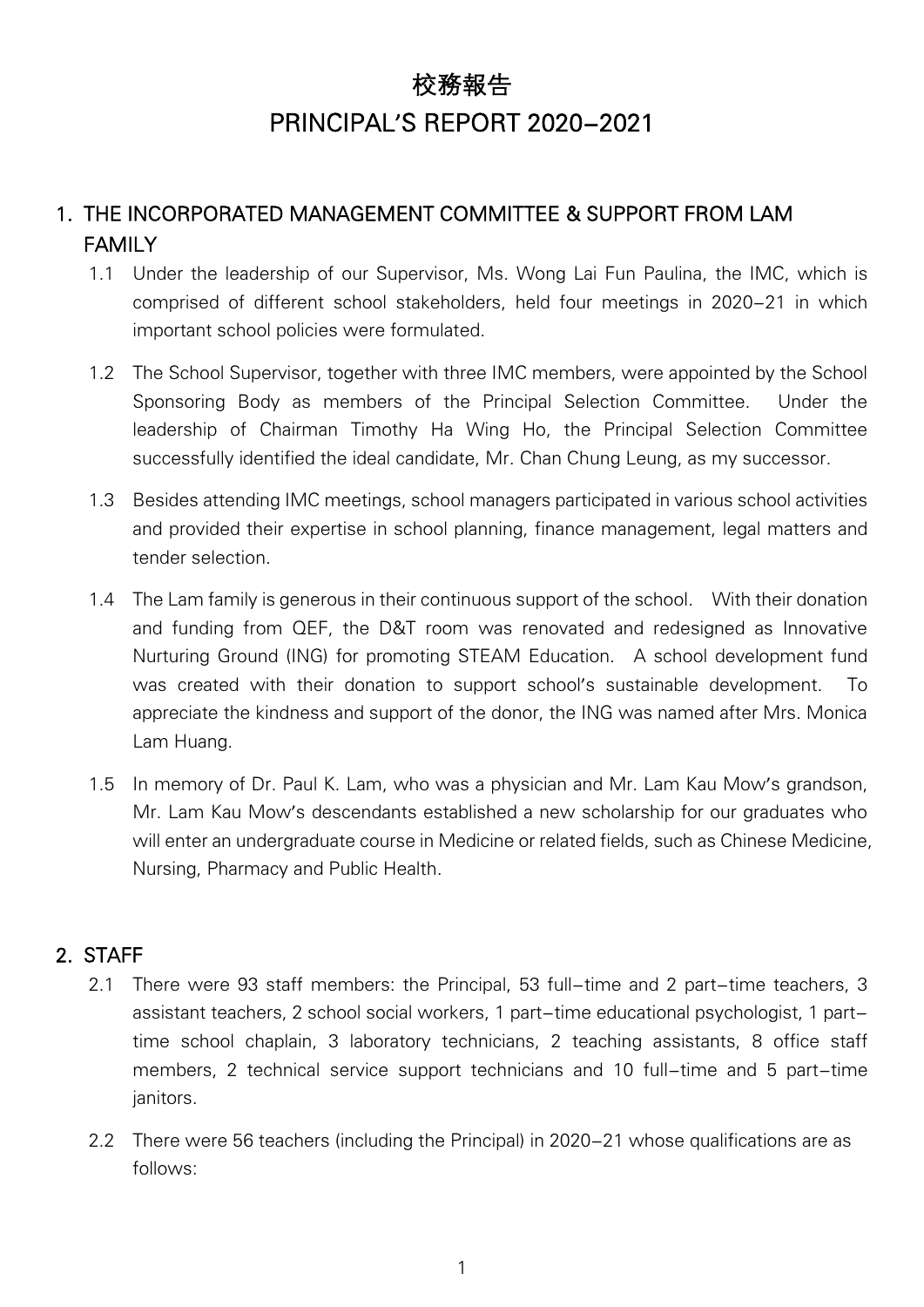# 校務報告
# PRINCIPAL'S REPORT 2020–2021

## 1. THE INCORPORATED MANAGEMENT COMMITTEE & SUPPORT FROM LAM FAMILY

1.1 Under the leadership of our Supervisor, Ms. Wong Lai Fun Paulina, the IMC, which is comprised of different school stakeholders, held four meetings in 2020–21 in which important school policies were formulated.

1.2 The School Supervisor, together with three IMC members, were appointed by the School Sponsoring Body as members of the Principal Selection Committee. Under the leadership of Chairman Timothy Ha Wing Ho, the Principal Selection Committee successfully identified the ideal candidate, Mr. Chan Chung Leung, as my successor.

1.3 Besides attending IMC meetings, school managers participated in various school activities and provided their expertise in school planning, finance management, legal matters and tender selection.

1.4 The Lam family is generous in their continuous support of the school. With their donation and funding from QEF, the D&T room was renovated and redesigned as Innovative Nurturing Ground (ING) for promoting STEAM Education. A school development fund was created with their donation to support school's sustainable development. To appreciate the kindness and support of the donor, the ING was named after Mrs. Monica Lam Huang.

1.5 In memory of Dr. Paul K. Lam, who was a physician and Mr. Lam Kau Mow's grandson, Mr. Lam Kau Mow's descendants established a new scholarship for our graduates who will enter an undergraduate course in Medicine or related fields, such as Chinese Medicine, Nursing, Pharmacy and Public Health.

## 2. STAFF

2.1 There were 93 staff members: the Principal, 53 full–time and 2 part–time teachers, 3 assistant teachers, 2 school social workers, 1 part–time educational psychologist, 1 part–time school chaplain, 3 laboratory technicians, 2 teaching assistants, 8 office staff members, 2 technical service support technicians and 10 full–time and 5 part–time janitors.

2.2 There were 56 teachers (including the Principal) in 2020–21 whose qualifications are as follows: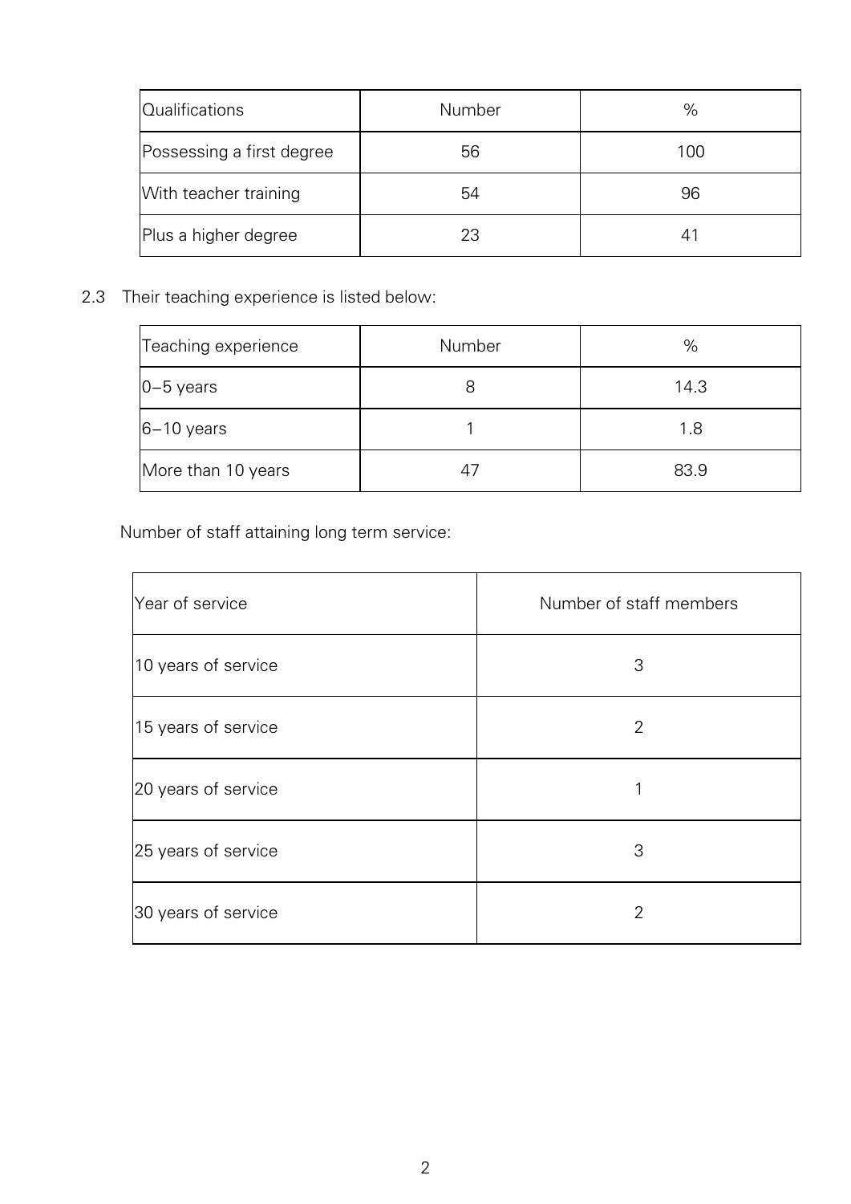| Qualifications | Number | % |
|---|---|---|
| Possessing a first degree | 56 | 100 |
| With teacher training | 54 | 96 |
| Plus a higher degree | 23 | 41 |

2.3 Their teaching experience is listed below:

| Teaching experience | Number | % |
|---|---|---|
| 0–5 years | 8 | 14.3 |
| 6–10 years | 1 | 1.8 |
| More than 10 years | 47 | 83.9 |

Number of staff attaining long term service:

| Year of service | Number of staff members |
|---|---|
| 10 years of service | 3 |
| 15 years of service | 2 |
| 20 years of service | 1 |
| 25 years of service | 3 |
| 30 years of service | 2 |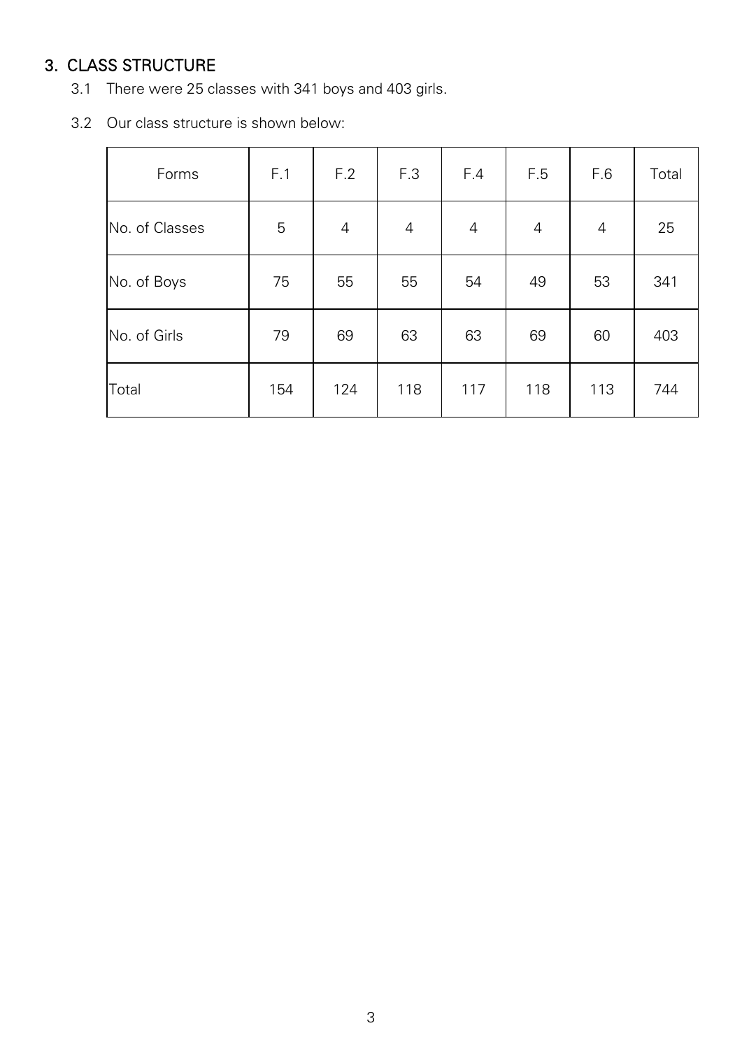## 3. CLASS STRUCTURE

3.1 There were 25 classes with 341 boys and 403 girls.

3.2 Our class structure is shown below:

| Forms | F.1 | F.2 | F.3 | F.4 | F.5 | F.6 | Total |
|---|---|---|---|---|---|---|---|
| No. of Classes | 5 | 4 | 4 | 4 | 4 | 4 | 25 |
| No. of Boys | 75 | 55 | 55 | 54 | 49 | 53 | 341 |
| No. of Girls | 79 | 69 | 63 | 63 | 69 | 60 | 403 |
| Total | 154 | 124 | 118 | 117 | 118 | 113 | 744 |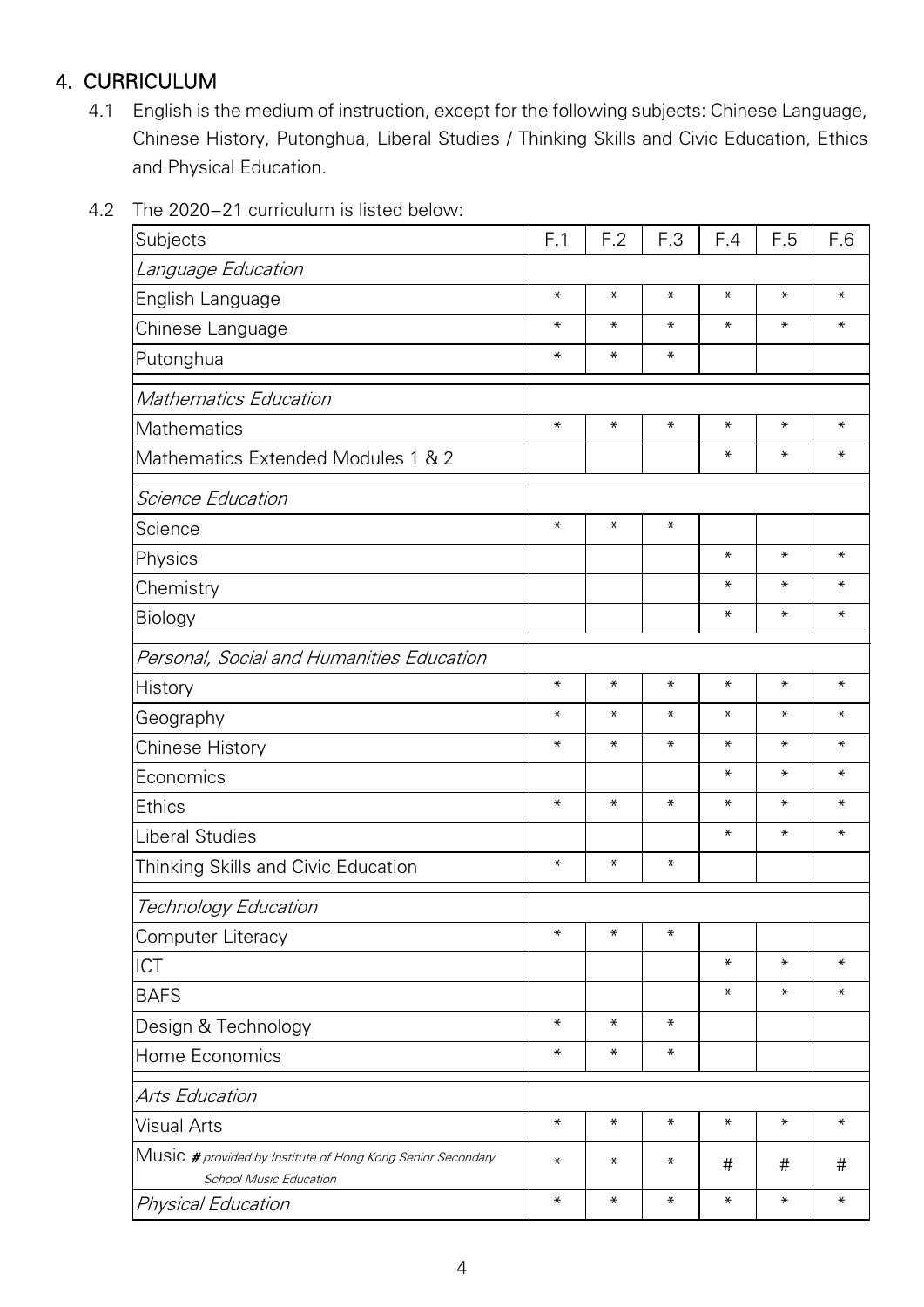## 4. CURRICULUM

4.1 English is the medium of instruction, except for the following subjects: Chinese Language, Chinese History, Putonghua, Liberal Studies / Thinking Skills and Civic Education, Ethics and Physical Education.

4.2 The 2020–21 curriculum is listed below:

| Subjects | F.1 | F.2 | F.3 | F.4 | F.5 | F.6 |
|---|---|---|---|---|---|---|
| *Language Education* | | | | | | |
| English Language | * | * | * | * | * | * |
| Chinese Language | * | * | * | * | * | * |
| Putonghua | * | * | * | | | |
| *Mathematics Education* | | | | | | |
| Mathematics | * | * | * | * | * | * |
| Mathematics Extended Modules 1 & 2 | | | | * | * | * |
| *Science Education* | | | | | | |
| Science | * | * | * | | | |
| Physics | | | | * | * | * |
| Chemistry | | | | * | * | * |
| Biology | | | | * | * | * |
| *Personal, Social and Humanities Education* | | | | | | |
| History | * | * | * | * | * | * |
| Geography | * | * | * | * | * | * |
| Chinese History | * | * | * | * | * | * |
| Economics | | | | * | * | * |
| Ethics | * | * | * | * | * | * |
| Liberal Studies | | | | * | * | * |
| Thinking Skills and Civic Education | * | * | * | | | |
| *Technology Education* | | | | | | |
| Computer Literacy | * | * | * | | | |
| ICT | | | | * | * | * |
| BAFS | | | | * | * | * |
| Design & Technology | * | * | * | | | |
| Home Economics | * | * | * | | | |
| *Arts Education* | | | | | | |
| Visual Arts | * | * | * | * | * | * |
| Music *# provided by Institute of Hong Kong Senior Secondary School Music Education* | * | * | * | # | # | # |
| *Physical Education* | * | * | * | * | * | * |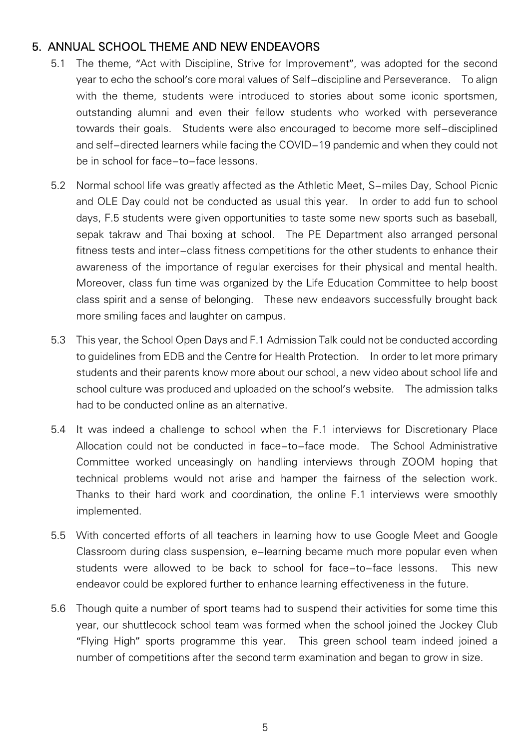## 5. ANNUAL SCHOOL THEME AND NEW ENDEAVORS

5.1 The theme, "Act with Discipline, Strive for Improvement", was adopted for the second year to echo the school's core moral values of Self-discipline and Perseverance. To align with the theme, students were introduced to stories about some iconic sportsmen, outstanding alumni and even their fellow students who worked with perseverance towards their goals. Students were also encouraged to become more self-disciplined and self-directed learners while facing the COVID-19 pandemic and when they could not be in school for face-to-face lessons.

5.2 Normal school life was greatly affected as the Athletic Meet, S-miles Day, School Picnic and OLE Day could not be conducted as usual this year. In order to add fun to school days, F.5 students were given opportunities to taste some new sports such as baseball, sepak takraw and Thai boxing at school. The PE Department also arranged personal fitness tests and inter-class fitness competitions for the other students to enhance their awareness of the importance of regular exercises for their physical and mental health. Moreover, class fun time was organized by the Life Education Committee to help boost class spirit and a sense of belonging. These new endeavors successfully brought back more smiling faces and laughter on campus.

5.3 This year, the School Open Days and F.1 Admission Talk could not be conducted according to guidelines from EDB and the Centre for Health Protection. In order to let more primary students and their parents know more about our school, a new video about school life and school culture was produced and uploaded on the school's website. The admission talks had to be conducted online as an alternative.

5.4 It was indeed a challenge to school when the F.1 interviews for Discretionary Place Allocation could not be conducted in face-to-face mode. The School Administrative Committee worked unceasingly on handling interviews through ZOOM hoping that technical problems would not arise and hamper the fairness of the selection work. Thanks to their hard work and coordination, the online F.1 interviews were smoothly implemented.

5.5 With concerted efforts of all teachers in learning how to use Google Meet and Google Classroom during class suspension, e-learning became much more popular even when students were allowed to be back to school for face-to-face lessons. This new endeavor could be explored further to enhance learning effectiveness in the future.

5.6 Though quite a number of sport teams had to suspend their activities for some time this year, our shuttlecock school team was formed when the school joined the Jockey Club "Flying High" sports programme this year. This green school team indeed joined a number of competitions after the second term examination and began to grow in size.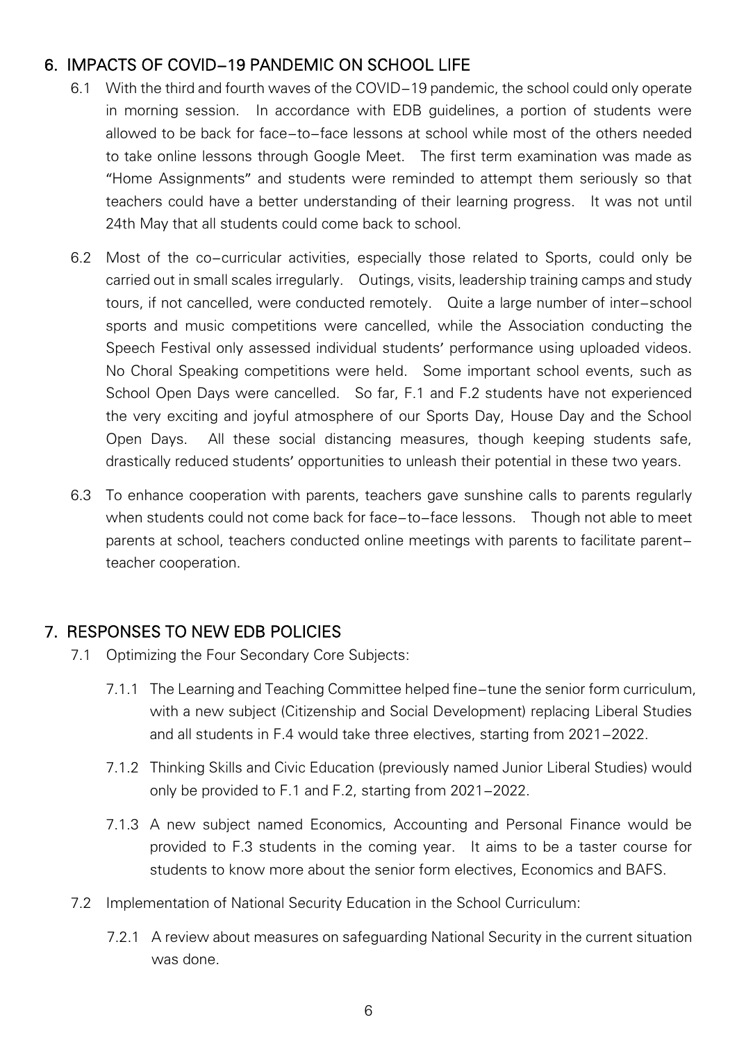## 6. IMPACTS OF COVID–19 PANDEMIC ON SCHOOL LIFE

6.1 With the third and fourth waves of the COVID–19 pandemic, the school could only operate in morning session. In accordance with EDB guidelines, a portion of students were allowed to be back for face–to–face lessons at school while most of the others needed to take online lessons through Google Meet. The first term examination was made as "Home Assignments" and students were reminded to attempt them seriously so that teachers could have a better understanding of their learning progress. It was not until 24th May that all students could come back to school.

6.2 Most of the co–curricular activities, especially those related to Sports, could only be carried out in small scales irregularly. Outings, visits, leadership training camps and study tours, if not cancelled, were conducted remotely. Quite a large number of inter–school sports and music competitions were cancelled, while the Association conducting the Speech Festival only assessed individual students' performance using uploaded videos. No Choral Speaking competitions were held. Some important school events, such as School Open Days were cancelled. So far, F.1 and F.2 students have not experienced the very exciting and joyful atmosphere of our Sports Day, House Day and the School Open Days. All these social distancing measures, though keeping students safe, drastically reduced students' opportunities to unleash their potential in these two years.

6.3 To enhance cooperation with parents, teachers gave sunshine calls to parents regularly when students could not come back for face–to–face lessons. Though not able to meet parents at school, teachers conducted online meetings with parents to facilitate parent–teacher cooperation.

## 7. RESPONSES TO NEW EDB POLICIES

7.1 Optimizing the Four Secondary Core Subjects:

7.1.1 The Learning and Teaching Committee helped fine–tune the senior form curriculum, with a new subject (Citizenship and Social Development) replacing Liberal Studies and all students in F.4 would take three electives, starting from 2021–2022.

7.1.2 Thinking Skills and Civic Education (previously named Junior Liberal Studies) would only be provided to F.1 and F.2, starting from 2021–2022.

7.1.3 A new subject named Economics, Accounting and Personal Finance would be provided to F.3 students in the coming year. It aims to be a taster course for students to know more about the senior form electives, Economics and BAFS.

7.2 Implementation of National Security Education in the School Curriculum:

7.2.1 A review about measures on safeguarding National Security in the current situation was done.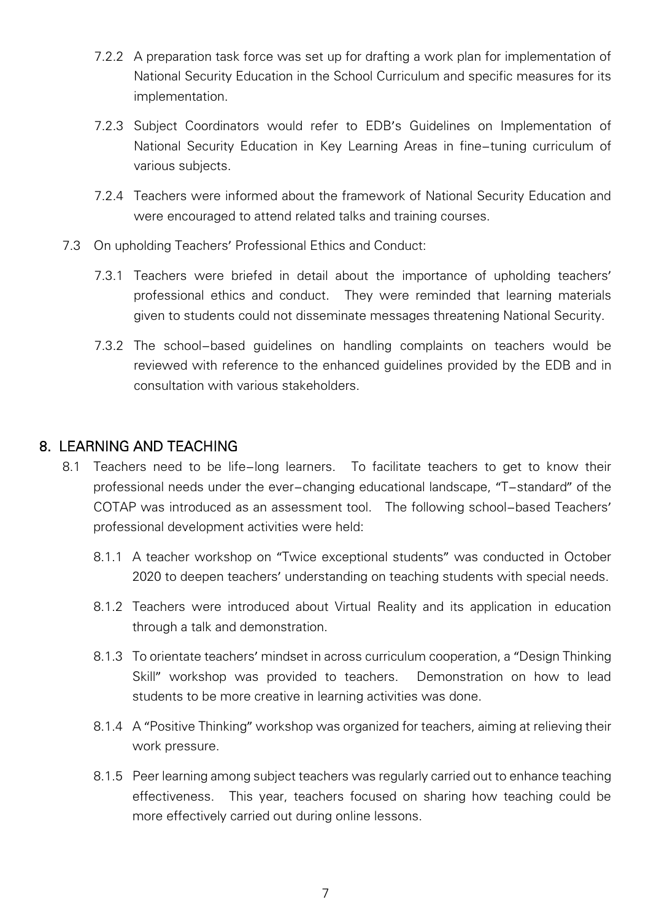7.2.2 A preparation task force was set up for drafting a work plan for implementation of National Security Education in the School Curriculum and specific measures for its implementation.

7.2.3 Subject Coordinators would refer to EDB's Guidelines on Implementation of National Security Education in Key Learning Areas in fine-tuning curriculum of various subjects.

7.2.4 Teachers were informed about the framework of National Security Education and were encouraged to attend related talks and training courses.

7.3 On upholding Teachers' Professional Ethics and Conduct:

7.3.1 Teachers were briefed in detail about the importance of upholding teachers' professional ethics and conduct. They were reminded that learning materials given to students could not disseminate messages threatening National Security.

7.3.2 The school-based guidelines on handling complaints on teachers would be reviewed with reference to the enhanced guidelines provided by the EDB and in consultation with various stakeholders.

## 8. LEARNING AND TEACHING

8.1 Teachers need to be life-long learners. To facilitate teachers to get to know their professional needs under the ever-changing educational landscape, "T-standard" of the COTAP was introduced as an assessment tool. The following school-based Teachers' professional development activities were held:

8.1.1 A teacher workshop on "Twice exceptional students" was conducted in October 2020 to deepen teachers' understanding on teaching students with special needs.

8.1.2 Teachers were introduced about Virtual Reality and its application in education through a talk and demonstration.

8.1.3 To orientate teachers' mindset in across curriculum cooperation, a "Design Thinking Skill" workshop was provided to teachers. Demonstration on how to lead students to be more creative in learning activities was done.

8.1.4 A "Positive Thinking" workshop was organized for teachers, aiming at relieving their work pressure.

8.1.5 Peer learning among subject teachers was regularly carried out to enhance teaching effectiveness. This year, teachers focused on sharing how teaching could be more effectively carried out during online lessons.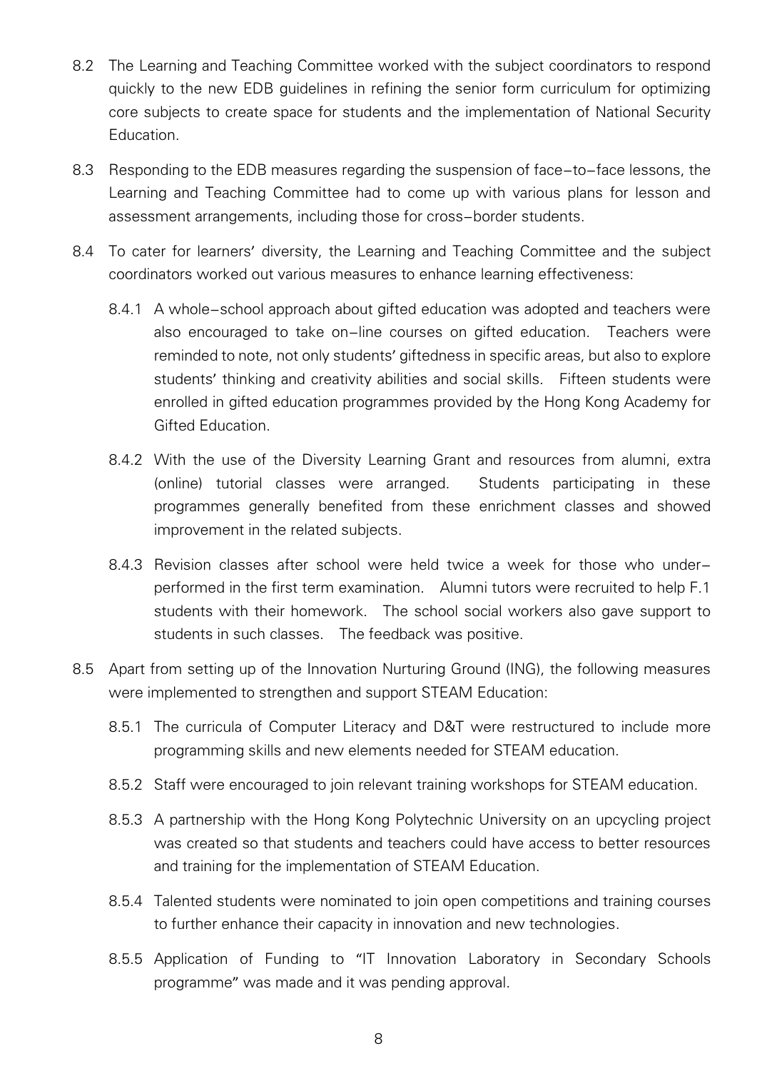8.2 The Learning and Teaching Committee worked with the subject coordinators to respond quickly to the new EDB guidelines in refining the senior form curriculum for optimizing core subjects to create space for students and the implementation of National Security Education.

8.3 Responding to the EDB measures regarding the suspension of face–to–face lessons, the Learning and Teaching Committee had to come up with various plans for lesson and assessment arrangements, including those for cross–border students.

8.4 To cater for learners' diversity, the Learning and Teaching Committee and the subject coordinators worked out various measures to enhance learning effectiveness:

8.4.1 A whole–school approach about gifted education was adopted and teachers were also encouraged to take on–line courses on gifted education. Teachers were reminded to note, not only students' giftedness in specific areas, but also to explore students' thinking and creativity abilities and social skills. Fifteen students were enrolled in gifted education programmes provided by the Hong Kong Academy for Gifted Education.

8.4.2 With the use of the Diversity Learning Grant and resources from alumni, extra (online) tutorial classes were arranged. Students participating in these programmes generally benefited from these enrichment classes and showed improvement in the related subjects.

8.4.3 Revision classes after school were held twice a week for those who under–performed in the first term examination. Alumni tutors were recruited to help F.1 students with their homework. The school social workers also gave support to students in such classes. The feedback was positive.

8.5 Apart from setting up of the Innovation Nurturing Ground (ING), the following measures were implemented to strengthen and support STEAM Education:

8.5.1 The curricula of Computer Literacy and D&T were restructured to include more programming skills and new elements needed for STEAM education.

8.5.2 Staff were encouraged to join relevant training workshops for STEAM education.

8.5.3 A partnership with the Hong Kong Polytechnic University on an upcycling project was created so that students and teachers could have access to better resources and training for the implementation of STEAM Education.

8.5.4 Talented students were nominated to join open competitions and training courses to further enhance their capacity in innovation and new technologies.

8.5.5 Application of Funding to "IT Innovation Laboratory in Secondary Schools programme" was made and it was pending approval.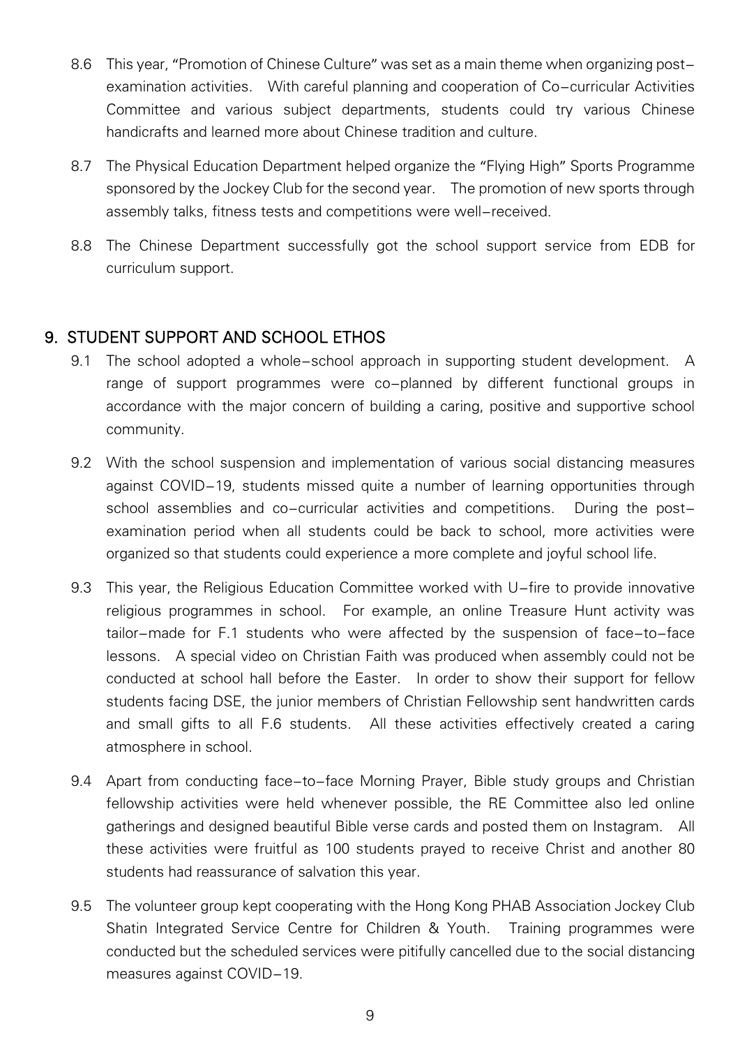8.6 This year, "Promotion of Chinese Culture" was set as a main theme when organizing post-examination activities. With careful planning and cooperation of Co-curricular Activities Committee and various subject departments, students could try various Chinese handicrafts and learned more about Chinese tradition and culture.

8.7 The Physical Education Department helped organize the "Flying High" Sports Programme sponsored by the Jockey Club for the second year. The promotion of new sports through assembly talks, fitness tests and competitions were well-received.

8.8 The Chinese Department successfully got the school support service from EDB for curriculum support.

## 9. STUDENT SUPPORT AND SCHOOL ETHOS

9.1 The school adopted a whole-school approach in supporting student development. A range of support programmes were co-planned by different functional groups in accordance with the major concern of building a caring, positive and supportive school community.

9.2 With the school suspension and implementation of various social distancing measures against COVID-19, students missed quite a number of learning opportunities through school assemblies and co-curricular activities and competitions. During the post-examination period when all students could be back to school, more activities were organized so that students could experience a more complete and joyful school life.

9.3 This year, the Religious Education Committee worked with U-fire to provide innovative religious programmes in school. For example, an online Treasure Hunt activity was tailor-made for F.1 students who were affected by the suspension of face-to-face lessons. A special video on Christian Faith was produced when assembly could not be conducted at school hall before the Easter. In order to show their support for fellow students facing DSE, the junior members of Christian Fellowship sent handwritten cards and small gifts to all F.6 students. All these activities effectively created a caring atmosphere in school.

9.4 Apart from conducting face-to-face Morning Prayer, Bible study groups and Christian fellowship activities were held whenever possible, the RE Committee also led online gatherings and designed beautiful Bible verse cards and posted them on Instagram. All these activities were fruitful as 100 students prayed to receive Christ and another 80 students had reassurance of salvation this year.

9.5 The volunteer group kept cooperating with the Hong Kong PHAB Association Jockey Club Shatin Integrated Service Centre for Children & Youth. Training programmes were conducted but the scheduled services were pitifully cancelled due to the social distancing measures against COVID-19.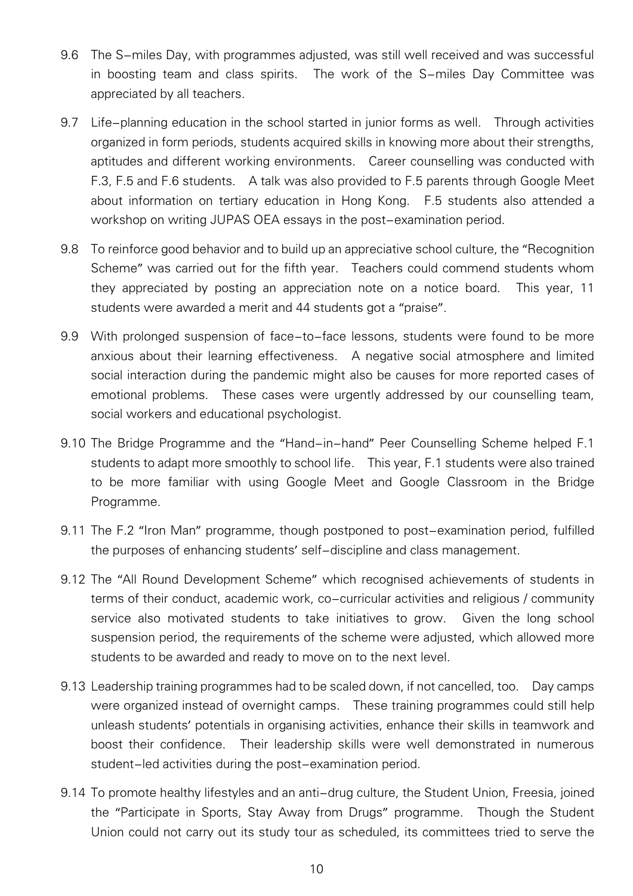9.6 The S–miles Day, with programmes adjusted, was still well received and was successful in boosting team and class spirits. The work of the S–miles Day Committee was appreciated by all teachers.

9.7 Life–planning education in the school started in junior forms as well. Through activities organized in form periods, students acquired skills in knowing more about their strengths, aptitudes and different working environments. Career counselling was conducted with F.3, F.5 and F.6 students. A talk was also provided to F.5 parents through Google Meet about information on tertiary education in Hong Kong. F.5 students also attended a workshop on writing JUPAS OEA essays in the post–examination period.

9.8 To reinforce good behavior and to build up an appreciative school culture, the "Recognition Scheme" was carried out for the fifth year. Teachers could commend students whom they appreciated by posting an appreciation note on a notice board. This year, 11 students were awarded a merit and 44 students got a "praise".

9.9 With prolonged suspension of face–to–face lessons, students were found to be more anxious about their learning effectiveness. A negative social atmosphere and limited social interaction during the pandemic might also be causes for more reported cases of emotional problems. These cases were urgently addressed by our counselling team, social workers and educational psychologist.

9.10 The Bridge Programme and the "Hand–in–hand" Peer Counselling Scheme helped F.1 students to adapt more smoothly to school life. This year, F.1 students were also trained to be more familiar with using Google Meet and Google Classroom in the Bridge Programme.

9.11 The F.2 "Iron Man" programme, though postponed to post–examination period, fulfilled the purposes of enhancing students' self–discipline and class management.

9.12 The "All Round Development Scheme" which recognised achievements of students in terms of their conduct, academic work, co–curricular activities and religious / community service also motivated students to take initiatives to grow. Given the long school suspension period, the requirements of the scheme were adjusted, which allowed more students to be awarded and ready to move on to the next level.

9.13 Leadership training programmes had to be scaled down, if not cancelled, too. Day camps were organized instead of overnight camps. These training programmes could still help unleash students' potentials in organising activities, enhance their skills in teamwork and boost their confidence. Their leadership skills were well demonstrated in numerous student–led activities during the post–examination period.

9.14 To promote healthy lifestyles and an anti–drug culture, the Student Union, Freesia, joined the "Participate in Sports, Stay Away from Drugs" programme. Though the Student Union could not carry out its study tour as scheduled, its committees tried to serve the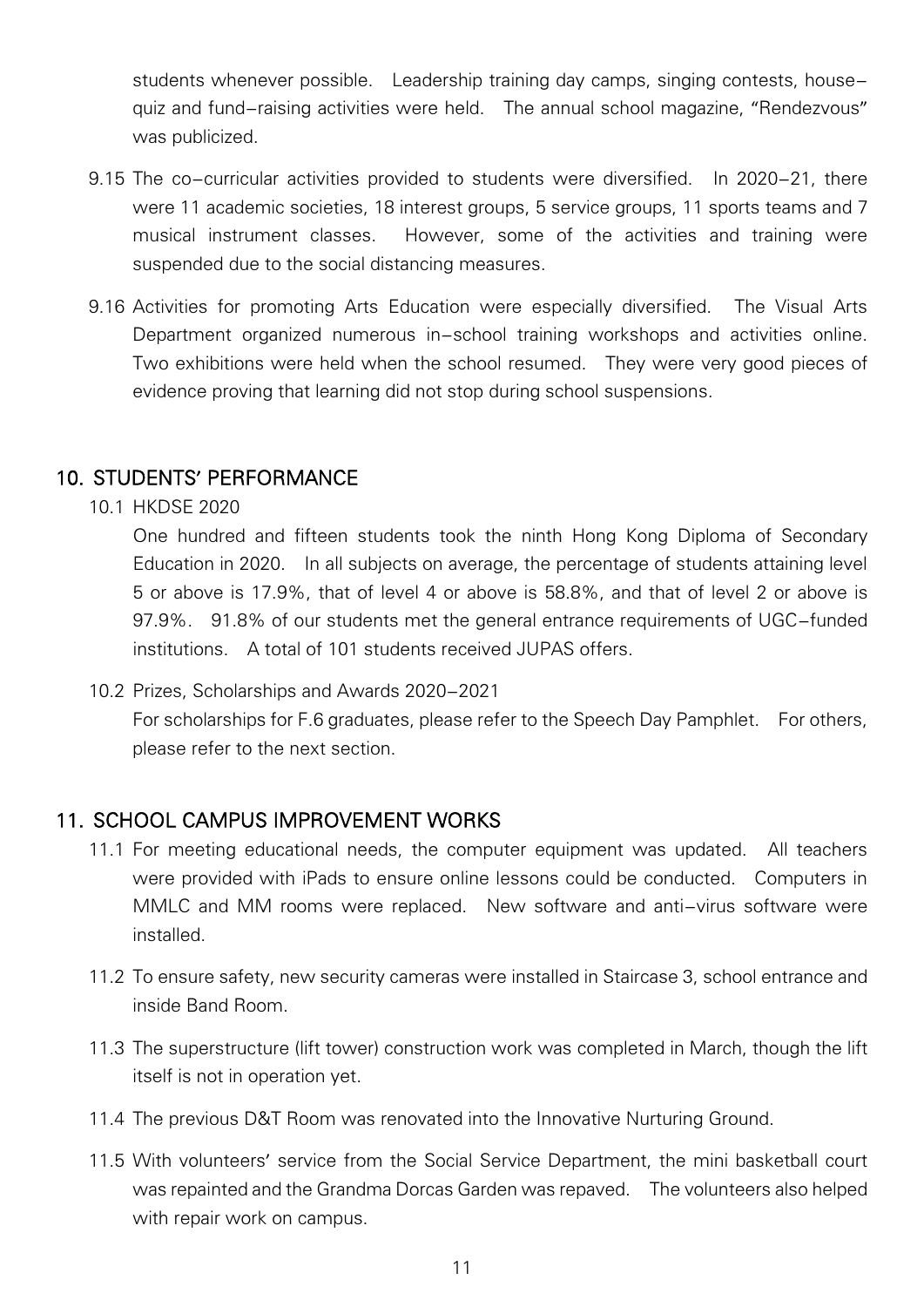students whenever possible. Leadership training day camps, singing contests, house–quiz and fund–raising activities were held. The annual school magazine, "Rendezvous" was publicized.

9.15 The co–curricular activities provided to students were diversified. In 2020–21, there were 11 academic societies, 18 interest groups, 5 service groups, 11 sports teams and 7 musical instrument classes. However, some of the activities and training were suspended due to the social distancing measures.

9.16 Activities for promoting Arts Education were especially diversified. The Visual Arts Department organized numerous in–school training workshops and activities online. Two exhibitions were held when the school resumed. They were very good pieces of evidence proving that learning did not stop during school suspensions.

## 10. STUDENTS' PERFORMANCE

10.1 HKDSE 2020

One hundred and fifteen students took the ninth Hong Kong Diploma of Secondary Education in 2020. In all subjects on average, the percentage of students attaining level 5 or above is 17.9%, that of level 4 or above is 58.8%, and that of level 2 or above is 97.9%. 91.8% of our students met the general entrance requirements of UGC–funded institutions. A total of 101 students received JUPAS offers.

10.2 Prizes, Scholarships and Awards 2020–2021

For scholarships for F.6 graduates, please refer to the Speech Day Pamphlet. For others, please refer to the next section.

## 11. SCHOOL CAMPUS IMPROVEMENT WORKS

11.1 For meeting educational needs, the computer equipment was updated. All teachers were provided with iPads to ensure online lessons could be conducted. Computers in MMLC and MM rooms were replaced. New software and anti–virus software were installed.

11.2 To ensure safety, new security cameras were installed in Staircase 3, school entrance and inside Band Room.

11.3 The superstructure (lift tower) construction work was completed in March, though the lift itself is not in operation yet.

11.4 The previous D&T Room was renovated into the Innovative Nurturing Ground.

11.5 With volunteers' service from the Social Service Department, the mini basketball court was repainted and the Grandma Dorcas Garden was repaved. The volunteers also helped with repair work on campus.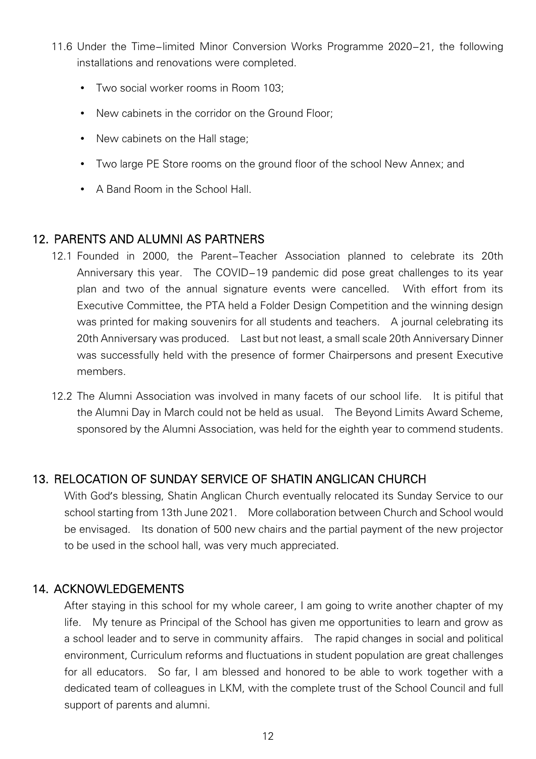11.6 Under the Time–limited Minor Conversion Works Programme 2020–21, the following installations and renovations were completed.

- Two social worker rooms in Room 103;
- New cabinets in the corridor on the Ground Floor;
- New cabinets on the Hall stage;
- Two large PE Store rooms on the ground floor of the school New Annex; and
- A Band Room in the School Hall.

## 12. PARENTS AND ALUMNI AS PARTNERS

12.1 Founded in 2000, the Parent–Teacher Association planned to celebrate its 20th Anniversary this year. The COVID–19 pandemic did pose great challenges to its year plan and two of the annual signature events were cancelled. With effort from its Executive Committee, the PTA held a Folder Design Competition and the winning design was printed for making souvenirs for all students and teachers. A journal celebrating its 20th Anniversary was produced. Last but not least, a small scale 20th Anniversary Dinner was successfully held with the presence of former Chairpersons and present Executive members.

12.2 The Alumni Association was involved in many facets of our school life. It is pitiful that the Alumni Day in March could not be held as usual. The Beyond Limits Award Scheme, sponsored by the Alumni Association, was held for the eighth year to commend students.

## 13. RELOCATION OF SUNDAY SERVICE OF SHATIN ANGLICAN CHURCH

With God's blessing, Shatin Anglican Church eventually relocated its Sunday Service to our school starting from 13th June 2021. More collaboration between Church and School would be envisaged. Its donation of 500 new chairs and the partial payment of the new projector to be used in the school hall, was very much appreciated.

## 14. ACKNOWLEDGEMENTS

After staying in this school for my whole career, I am going to write another chapter of my life. My tenure as Principal of the School has given me opportunities to learn and grow as a school leader and to serve in community affairs. The rapid changes in social and political environment, Curriculum reforms and fluctuations in student population are great challenges for all educators. So far, I am blessed and honored to be able to work together with a dedicated team of colleagues in LKM, with the complete trust of the School Council and full support of parents and alumni.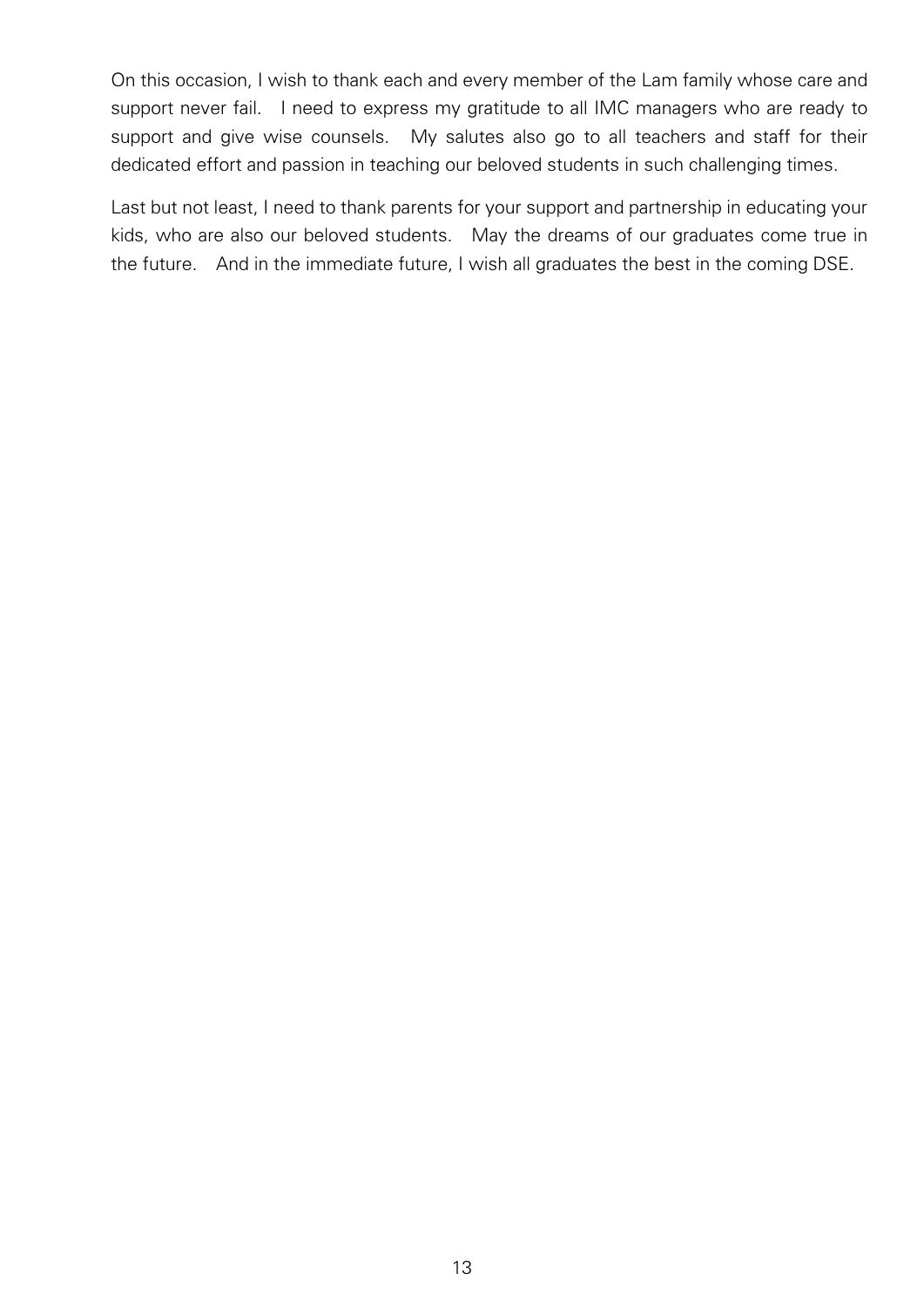On this occasion, I wish to thank each and every member of the Lam family whose care and support never fail. I need to express my gratitude to all IMC managers who are ready to support and give wise counsels. My salutes also go to all teachers and staff for their dedicated effort and passion in teaching our beloved students in such challenging times.

Last but not least, I need to thank parents for your support and partnership in educating your kids, who are also our beloved students. May the dreams of our graduates come true in the future. And in the immediate future, I wish all graduates the best in the coming DSE.